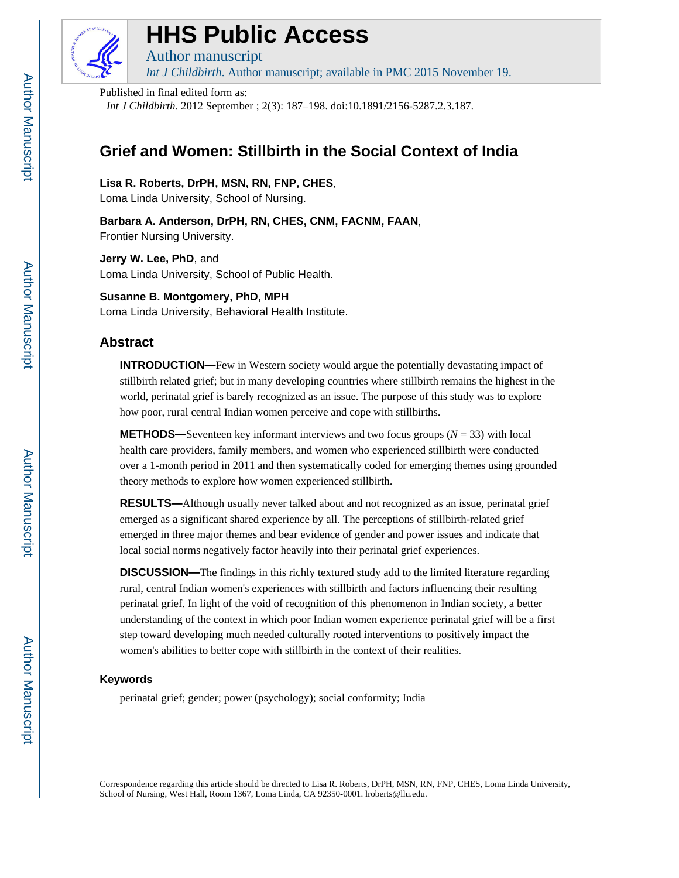# HHS Public Access

Author manuscript

*Int J Childbirth*. Author manuscript; available in PMC 2015 November 19.

Published in final edited form as:

*Int J Childbirth*. 2012 September ; 2(3): 187–198. doi:10.1891/2156-5287.2.3.187.

## Grief and Women: Stillbirth in the Social Context of India

**Lisa R. Roberts, DrPH, MSN, RN, FNP, CHES**,
Loma Linda University, School of Nursing.

**Barbara A. Anderson, DrPH, RN, CHES, CNM, FACNM, FAAN**,
Frontier Nursing University.

**Jerry W. Lee, PhD**, and
Loma Linda University, School of Public Health.

**Susanne B. Montgomery, PhD, MPH**
Loma Linda University, Behavioral Health Institute.

### Abstract

**INTRODUCTION—**Few in Western society would argue the potentially devastating impact of stillbirth related grief; but in many developing countries where stillbirth remains the highest in the world, perinatal grief is barely recognized as an issue. The purpose of this study was to explore how poor, rural central Indian women perceive and cope with stillbirths.

**METHODS—**Seventeen key informant interviews and two focus groups ($N = 33$) with local health care providers, family members, and women who experienced stillbirth were conducted over a 1-month period in 2011 and then systematically coded for emerging themes using grounded theory methods to explore how women experienced stillbirth.

**RESULTS—**Although usually never talked about and not recognized as an issue, perinatal grief emerged as a significant shared experience by all. The perceptions of stillbirth-related grief emerged in three major themes and bear evidence of gender and power issues and indicate that local social norms negatively factor heavily into their perinatal grief experiences.

**DISCUSSION—**The findings in this richly textured study add to the limited literature regarding rural, central Indian women's experiences with stillbirth and factors influencing their resulting perinatal grief. In light of the void of recognition of this phenomenon in Indian society, a better understanding of the context in which poor Indian women experience perinatal grief will be a first step toward developing much needed culturally rooted interventions to positively impact the women's abilities to better cope with stillbirth in the context of their realities.

### Keywords

perinatal grief; gender; power (psychology); social conformity; India

---

Correspondence regarding this article should be directed to Lisa R. Roberts, DrPH, MSN, RN, FNP, CHES, Loma Linda University, School of Nursing, West Hall, Room 1367, Loma Linda, CA 92350-0001. lroberts@llu.edu.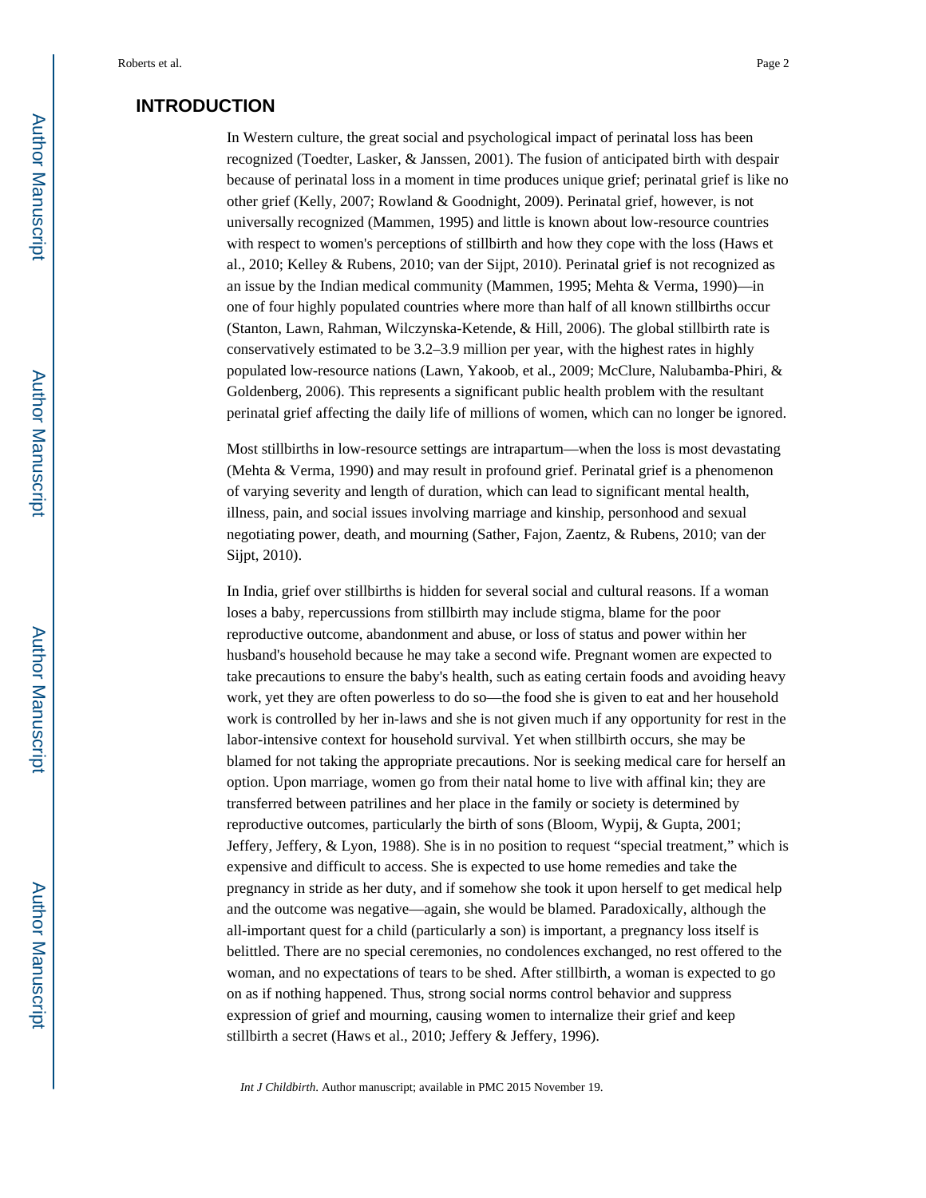## INTRODUCTION

In Western culture, the great social and psychological impact of perinatal loss has been recognized (Toedter, Lasker, & Janssen, 2001). The fusion of anticipated birth with despair because of perinatal loss in a moment in time produces unique grief; perinatal grief is like no other grief (Kelly, 2007; Rowland & Goodnight, 2009). Perinatal grief, however, is not universally recognized (Mammen, 1995) and little is known about low-resource countries with respect to women's perceptions of stillbirth and how they cope with the loss (Haws et al., 2010; Kelley & Rubens, 2010; van der Sijpt, 2010). Perinatal grief is not recognized as an issue by the Indian medical community (Mammen, 1995; Mehta & Verma, 1990)—in one of four highly populated countries where more than half of all known stillbirths occur (Stanton, Lawn, Rahman, Wilczynska-Ketende, & Hill, 2006). The global stillbirth rate is conservatively estimated to be 3.2–3.9 million per year, with the highest rates in highly populated low-resource nations (Lawn, Yakoob, et al., 2009; McClure, Nalubamba-Phiri, & Goldenberg, 2006). This represents a significant public health problem with the resultant perinatal grief affecting the daily life of millions of women, which can no longer be ignored.

Most stillbirths in low-resource settings are intrapartum—when the loss is most devastating (Mehta & Verma, 1990) and may result in profound grief. Perinatal grief is a phenomenon of varying severity and length of duration, which can lead to significant mental health, illness, pain, and social issues involving marriage and kinship, personhood and sexual negotiating power, death, and mourning (Sather, Fajon, Zaentz, & Rubens, 2010; van der Sijpt, 2010).

In India, grief over stillbirths is hidden for several social and cultural reasons. If a woman loses a baby, repercussions from stillbirth may include stigma, blame for the poor reproductive outcome, abandonment and abuse, or loss of status and power within her husband's household because he may take a second wife. Pregnant women are expected to take precautions to ensure the baby's health, such as eating certain foods and avoiding heavy work, yet they are often powerless to do so—the food she is given to eat and her household work is controlled by her in-laws and she is not given much if any opportunity for rest in the labor-intensive context for household survival. Yet when stillbirth occurs, she may be blamed for not taking the appropriate precautions. Nor is seeking medical care for herself an option. Upon marriage, women go from their natal home to live with affinal kin; they are transferred between patrilines and her place in the family or society is determined by reproductive outcomes, particularly the birth of sons (Bloom, Wypij, & Gupta, 2001; Jeffery, Jeffery, & Lyon, 1988). She is in no position to request "special treatment," which is expensive and difficult to access. She is expected to use home remedies and take the pregnancy in stride as her duty, and if somehow she took it upon herself to get medical help and the outcome was negative—again, she would be blamed. Paradoxically, although the all-important quest for a child (particularly a son) is important, a pregnancy loss itself is belittled. There are no special ceremonies, no condolences exchanged, no rest offered to the woman, and no expectations of tears to be shed. After stillbirth, a woman is expected to go on as if nothing happened. Thus, strong social norms control behavior and suppress expression of grief and mourning, causing women to internalize their grief and keep stillbirth a secret (Haws et al., 2010; Jeffery & Jeffery, 1996).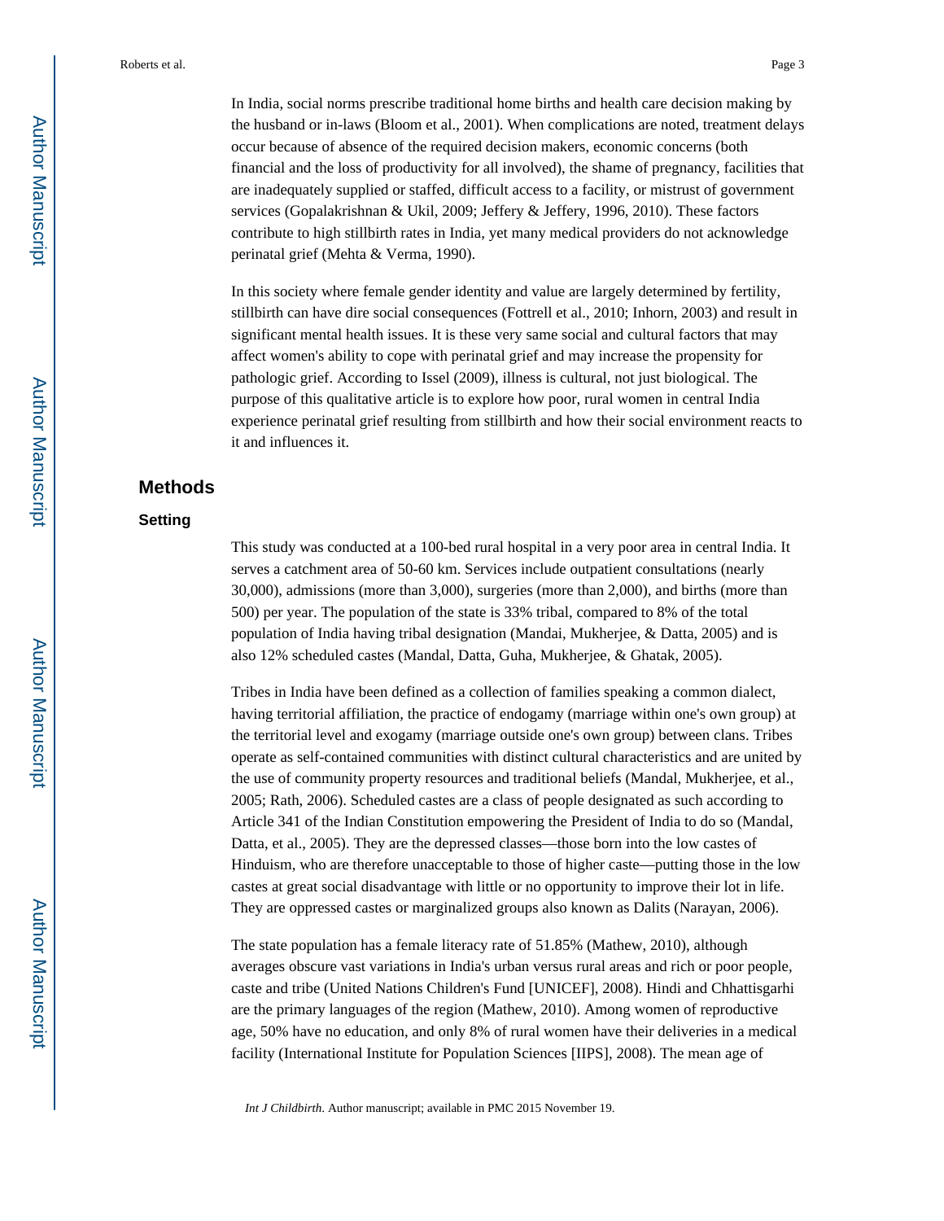In India, social norms prescribe traditional home births and health care decision making by the husband or in-laws (Bloom et al., 2001). When complications are noted, treatment delays occur because of absence of the required decision makers, economic concerns (both financial and the loss of productivity for all involved), the shame of pregnancy, facilities that are inadequately supplied or staffed, difficult access to a facility, or mistrust of government services (Gopalakrishnan & Ukil, 2009; Jeffery & Jeffery, 1996, 2010). These factors contribute to high stillbirth rates in India, yet many medical providers do not acknowledge perinatal grief (Mehta & Verma, 1990).

In this society where female gender identity and value are largely determined by fertility, stillbirth can have dire social consequences (Fottrell et al., 2010; Inhorn, 2003) and result in significant mental health issues. It is these very same social and cultural factors that may affect women's ability to cope with perinatal grief and may increase the propensity for pathologic grief. According to Issel (2009), illness is cultural, not just biological. The purpose of this qualitative article is to explore how poor, rural women in central India experience perinatal grief resulting from stillbirth and how their social environment reacts to it and influences it.

## Methods

### Setting

This study was conducted at a 100-bed rural hospital in a very poor area in central India. It serves a catchment area of 50-60 km. Services include outpatient consultations (nearly 30,000), admissions (more than 3,000), surgeries (more than 2,000), and births (more than 500) per year. The population of the state is 33% tribal, compared to 8% of the total population of India having tribal designation (Mandai, Mukherjee, & Datta, 2005) and is also 12% scheduled castes (Mandal, Datta, Guha, Mukherjee, & Ghatak, 2005).

Tribes in India have been defined as a collection of families speaking a common dialect, having territorial affiliation, the practice of endogamy (marriage within one's own group) at the territorial level and exogamy (marriage outside one's own group) between clans. Tribes operate as self-contained communities with distinct cultural characteristics and are united by the use of community property resources and traditional beliefs (Mandal, Mukherjee, et al., 2005; Rath, 2006). Scheduled castes are a class of people designated as such according to Article 341 of the Indian Constitution empowering the President of India to do so (Mandal, Datta, et al., 2005). They are the depressed classes—those born into the low castes of Hinduism, who are therefore unacceptable to those of higher caste—putting those in the low castes at great social disadvantage with little or no opportunity to improve their lot in life. They are oppressed castes or marginalized groups also known as Dalits (Narayan, 2006).

The state population has a female literacy rate of 51.85% (Mathew, 2010), although averages obscure vast variations in India's urban versus rural areas and rich or poor people, caste and tribe (United Nations Children's Fund [UNICEF], 2008). Hindi and Chhattisgarhi are the primary languages of the region (Mathew, 2010). Among women of reproductive age, 50% have no education, and only 8% of rural women have their deliveries in a medical facility (International Institute for Population Sciences [IIPS], 2008). The mean age of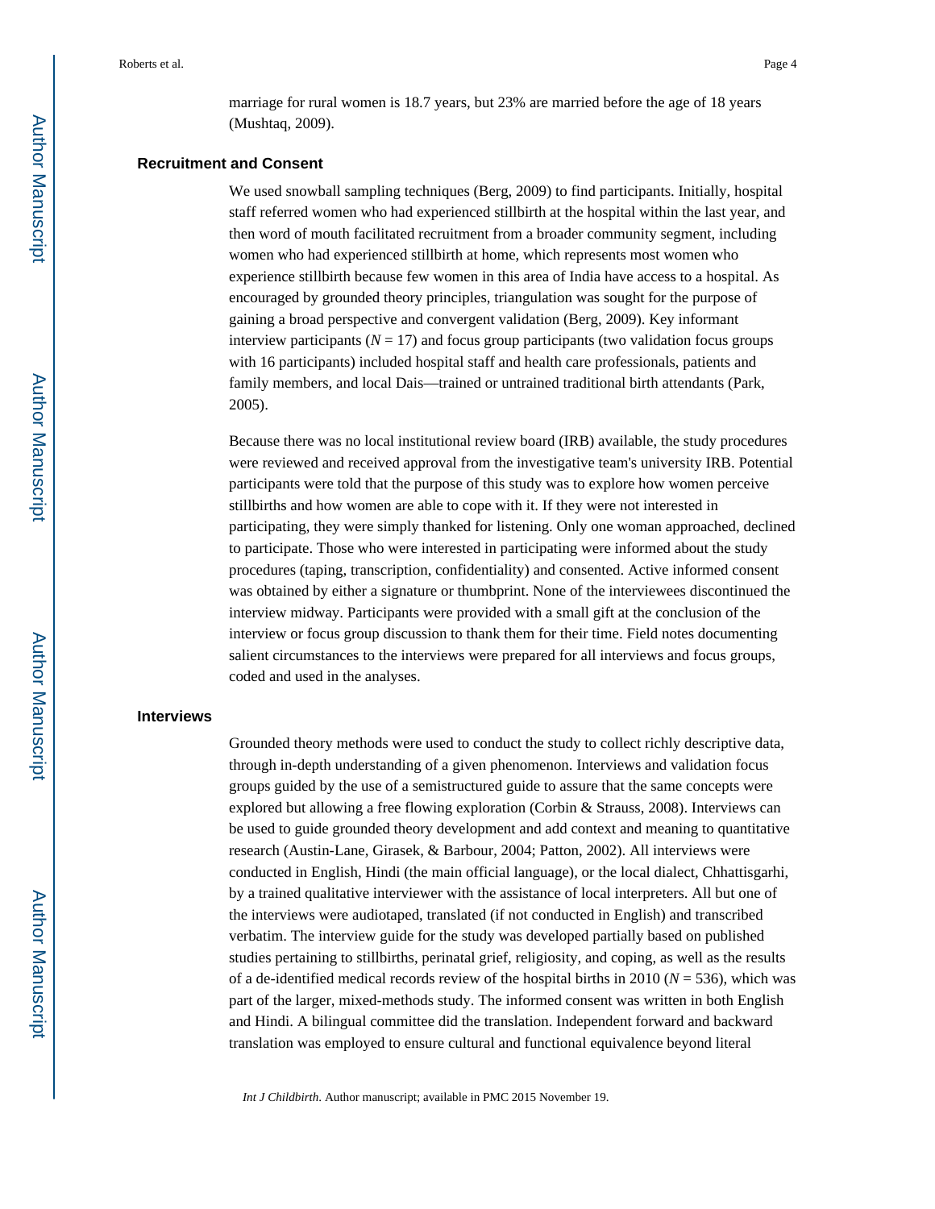marriage for rural women is 18.7 years, but 23% are married before the age of 18 years (Mushtaq, 2009).

### Recruitment and Consent

We used snowball sampling techniques (Berg, 2009) to find participants. Initially, hospital staff referred women who had experienced stillbirth at the hospital within the last year, and then word of mouth facilitated recruitment from a broader community segment, including women who had experienced stillbirth at home, which represents most women who experience stillbirth because few women in this area of India have access to a hospital. As encouraged by grounded theory principles, triangulation was sought for the purpose of gaining a broad perspective and convergent validation (Berg, 2009). Key informant interview participants ($N = 17$) and focus group participants (two validation focus groups with 16 participants) included hospital staff and health care professionals, patients and family members, and local Dais—trained or untrained traditional birth attendants (Park, 2005).

Because there was no local institutional review board (IRB) available, the study procedures were reviewed and received approval from the investigative team's university IRB. Potential participants were told that the purpose of this study was to explore how women perceive stillbirths and how women are able to cope with it. If they were not interested in participating, they were simply thanked for listening. Only one woman approached, declined to participate. Those who were interested in participating were informed about the study procedures (taping, transcription, confidentiality) and consented. Active informed consent was obtained by either a signature or thumbprint. None of the interviewees discontinued the interview midway. Participants were provided with a small gift at the conclusion of the interview or focus group discussion to thank them for their time. Field notes documenting salient circumstances to the interviews were prepared for all interviews and focus groups, coded and used in the analyses.

### Interviews

Grounded theory methods were used to conduct the study to collect richly descriptive data, through in-depth understanding of a given phenomenon. Interviews and validation focus groups guided by the use of a semistructured guide to assure that the same concepts were explored but allowing a free flowing exploration (Corbin & Strauss, 2008). Interviews can be used to guide grounded theory development and add context and meaning to quantitative research (Austin-Lane, Girasek, & Barbour, 2004; Patton, 2002). All interviews were conducted in English, Hindi (the main official language), or the local dialect, Chhattisgarhi, by a trained qualitative interviewer with the assistance of local interpreters. All but one of the interviews were audiotaped, translated (if not conducted in English) and transcribed verbatim. The interview guide for the study was developed partially based on published studies pertaining to stillbirths, perinatal grief, religiosity, and coping, as well as the results of a de-identified medical records review of the hospital births in 2010 ($N = 536$), which was part of the larger, mixed-methods study. The informed consent was written in both English and Hindi. A bilingual committee did the translation. Independent forward and backward translation was employed to ensure cultural and functional equivalence beyond literal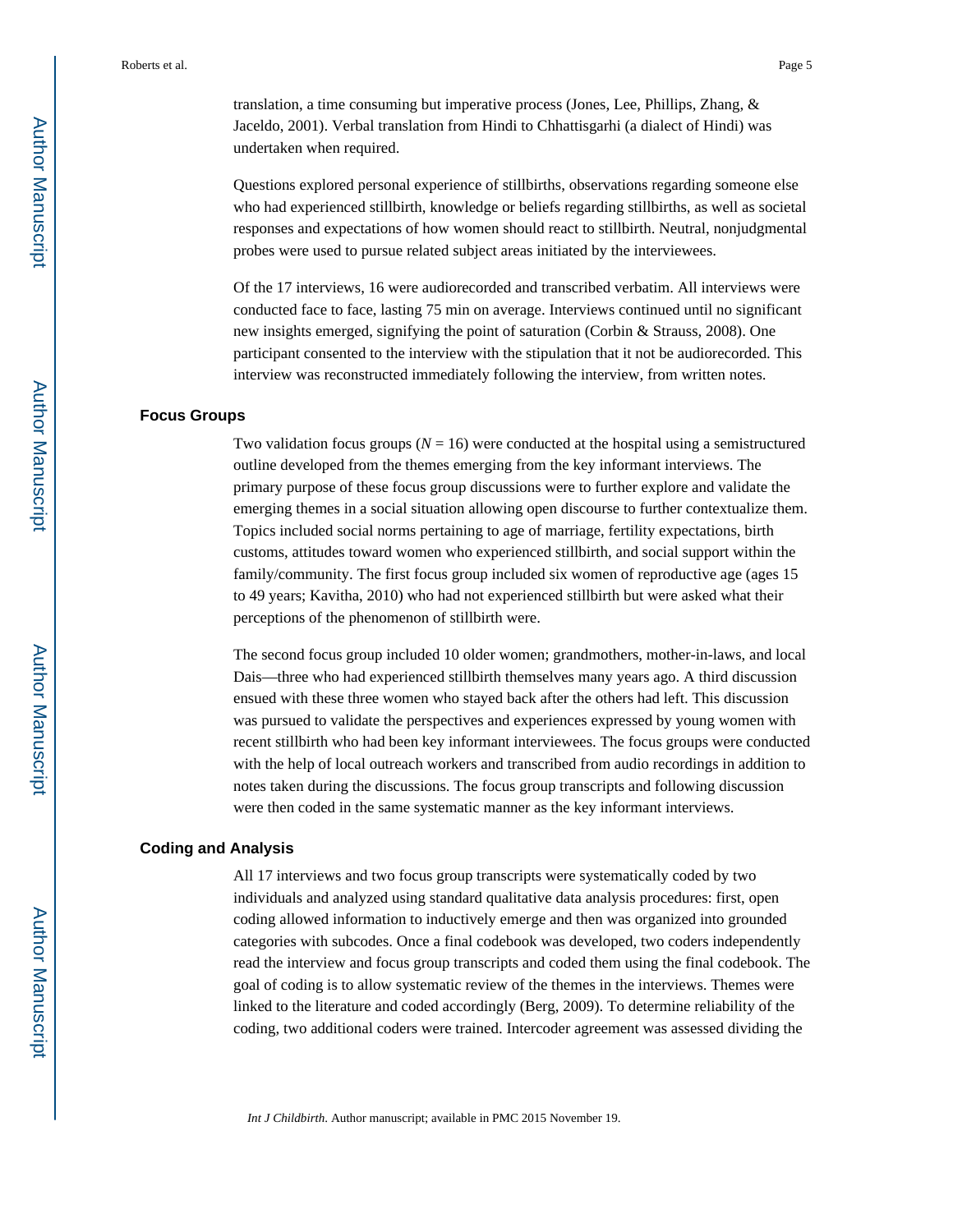translation, a time consuming but imperative process (Jones, Lee, Phillips, Zhang, & Jaceldo, 2001). Verbal translation from Hindi to Chhattisgarhi (a dialect of Hindi) was undertaken when required.

Questions explored personal experience of stillbirths, observations regarding someone else who had experienced stillbirth, knowledge or beliefs regarding stillbirths, as well as societal responses and expectations of how women should react to stillbirth. Neutral, nonjudgmental probes were used to pursue related subject areas initiated by the interviewees.

Of the 17 interviews, 16 were audiorecorded and transcribed verbatim. All interviews were conducted face to face, lasting 75 min on average. Interviews continued until no significant new insights emerged, signifying the point of saturation (Corbin & Strauss, 2008). One participant consented to the interview with the stipulation that it not be audiorecorded. This interview was reconstructed immediately following the interview, from written notes.

### Focus Groups

Two validation focus groups ($N$ = 16) were conducted at the hospital using a semistructured outline developed from the themes emerging from the key informant interviews. The primary purpose of these focus group discussions were to further explore and validate the emerging themes in a social situation allowing open discourse to further contextualize them. Topics included social norms pertaining to age of marriage, fertility expectations, birth customs, attitudes toward women who experienced stillbirth, and social support within the family/community. The first focus group included six women of reproductive age (ages 15 to 49 years; Kavitha, 2010) who had not experienced stillbirth but were asked what their perceptions of the phenomenon of stillbirth were.

The second focus group included 10 older women; grandmothers, mother-in-laws, and local Dais—three who had experienced stillbirth themselves many years ago. A third discussion ensued with these three women who stayed back after the others had left. This discussion was pursued to validate the perspectives and experiences expressed by young women with recent stillbirth who had been key informant interviewees. The focus groups were conducted with the help of local outreach workers and transcribed from audio recordings in addition to notes taken during the discussions. The focus group transcripts and following discussion were then coded in the same systematic manner as the key informant interviews.

### Coding and Analysis

All 17 interviews and two focus group transcripts were systematically coded by two individuals and analyzed using standard qualitative data analysis procedures: first, open coding allowed information to inductively emerge and then was organized into grounded categories with subcodes. Once a final codebook was developed, two coders independently read the interview and focus group transcripts and coded them using the final codebook. The goal of coding is to allow systematic review of the themes in the interviews. Themes were linked to the literature and coded accordingly (Berg, 2009). To determine reliability of the coding, two additional coders were trained. Intercoder agreement was assessed dividing the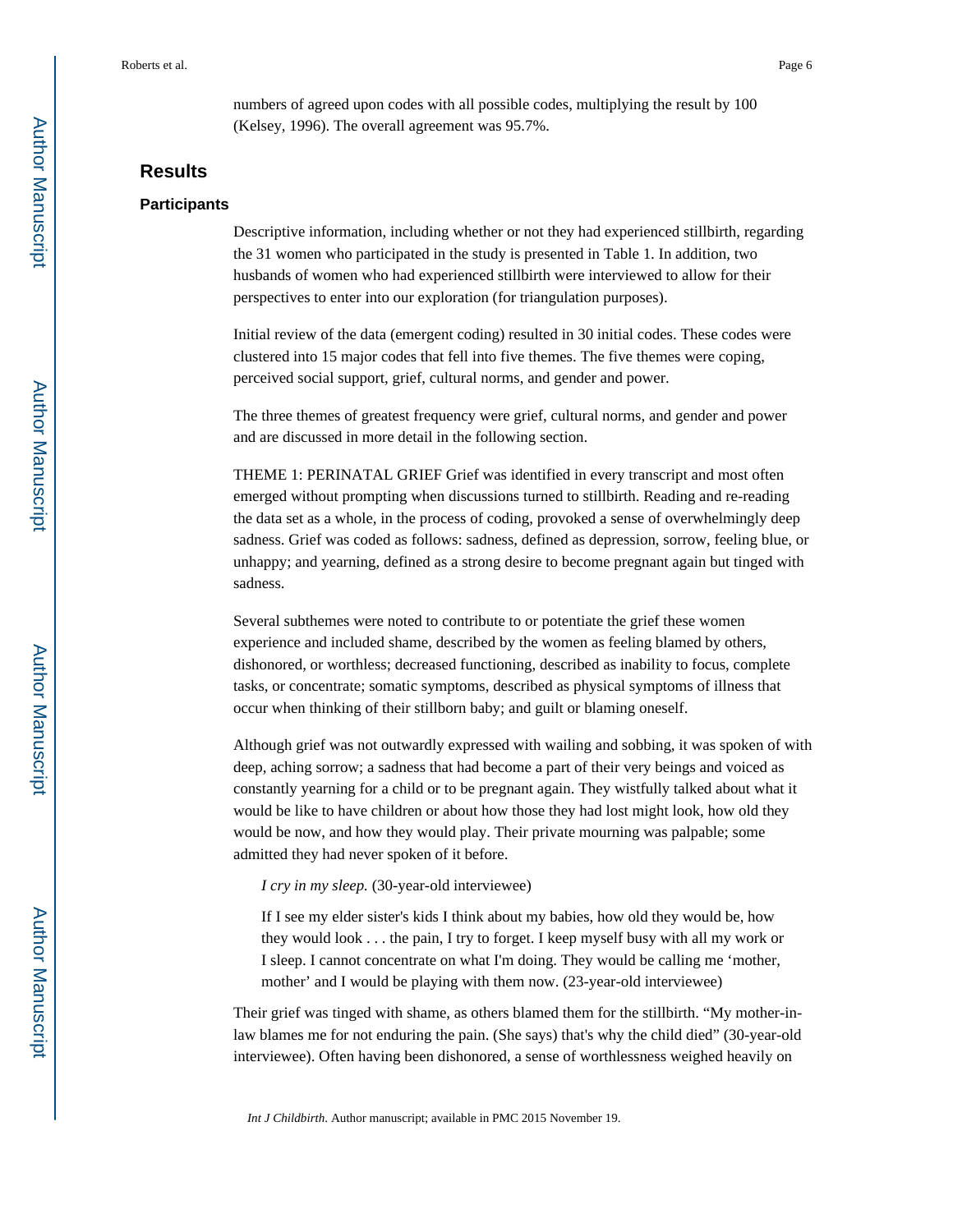numbers of agreed upon codes with all possible codes, multiplying the result by 100 (Kelsey, 1996). The overall agreement was 95.7%.

## Results

### Participants

Descriptive information, including whether or not they had experienced stillbirth, regarding the 31 women who participated in the study is presented in Table 1. In addition, two husbands of women who had experienced stillbirth were interviewed to allow for their perspectives to enter into our exploration (for triangulation purposes).

Initial review of the data (emergent coding) resulted in 30 initial codes. These codes were clustered into 15 major codes that fell into five themes. The five themes were coping, perceived social support, grief, cultural norms, and gender and power.

The three themes of greatest frequency were grief, cultural norms, and gender and power and are discussed in more detail in the following section.

THEME 1: PERINATAL GRIEF Grief was identified in every transcript and most often emerged without prompting when discussions turned to stillbirth. Reading and re-reading the data set as a whole, in the process of coding, provoked a sense of overwhelmingly deep sadness. Grief was coded as follows: sadness, defined as depression, sorrow, feeling blue, or unhappy; and yearning, defined as a strong desire to become pregnant again but tinged with sadness.

Several subthemes were noted to contribute to or potentiate the grief these women experience and included shame, described by the women as feeling blamed by others, dishonored, or worthless; decreased functioning, described as inability to focus, complete tasks, or concentrate; somatic symptoms, described as physical symptoms of illness that occur when thinking of their stillborn baby; and guilt or blaming oneself.

Although grief was not outwardly expressed with wailing and sobbing, it was spoken of with deep, aching sorrow; a sadness that had become a part of their very beings and voiced as constantly yearning for a child or to be pregnant again. They wistfully talked about what it would be like to have children or about how those they had lost might look, how old they would be now, and how they would play. Their private mourning was palpable; some admitted they had never spoken of it before.

> *I cry in my sleep.* (30-year-old interviewee)

> If I see my elder sister's kids I think about my babies, how old they would be, how they would look . . . the pain, I try to forget. I keep myself busy with all my work or I sleep. I cannot concentrate on what I'm doing. They would be calling me 'mother, mother' and I would be playing with them now. (23-year-old interviewee)

Their grief was tinged with shame, as others blamed them for the stillbirth. "My mother-in-law blames me for not enduring the pain. (She says) that's why the child died" (30-year-old interviewee). Often having been dishonored, a sense of worthlessness weighed heavily on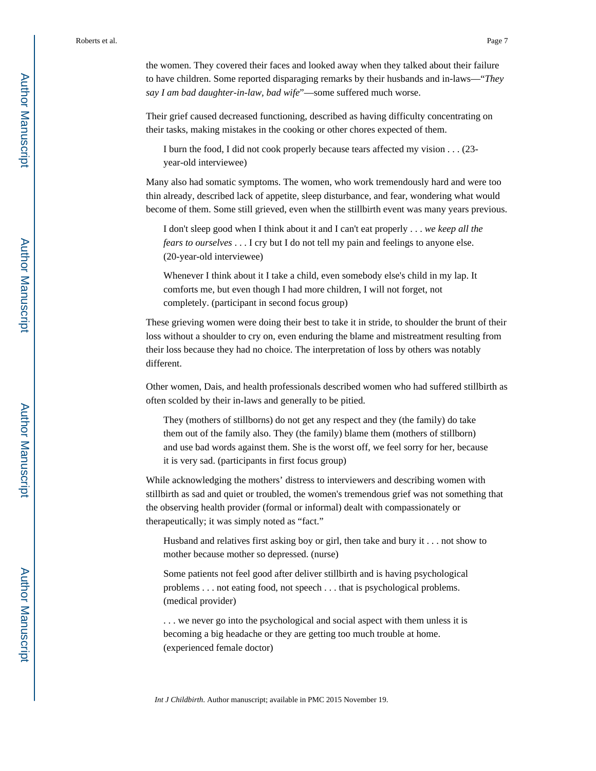the women. They covered their faces and looked away when they talked about their failure to have children. Some reported disparaging remarks by their husbands and in-laws—"*They say I am bad daughter-in-law, bad wife*"—some suffered much worse.

Their grief caused decreased functioning, described as having difficulty concentrating on their tasks, making mistakes in the cooking or other chores expected of them.

> I burn the food, I did not cook properly because tears affected my vision . . . (23-year-old interviewee)

Many also had somatic symptoms. The women, who work tremendously hard and were too thin already, described lack of appetite, sleep disturbance, and fear, wondering what would become of them. Some still grieved, even when the stillbirth event was many years previous.

> I don't sleep good when I think about it and I can't eat properly . . . *we keep all the fears to ourselves* . . . I cry but I do not tell my pain and feelings to anyone else. (20-year-old interviewee)

> Whenever I think about it I take a child, even somebody else's child in my lap. It comforts me, but even though I had more children, I will not forget, not completely. (participant in second focus group)

These grieving women were doing their best to take it in stride, to shoulder the brunt of their loss without a shoulder to cry on, even enduring the blame and mistreatment resulting from their loss because they had no choice. The interpretation of loss by others was notably different.

Other women, Dais, and health professionals described women who had suffered stillbirth as often scolded by their in-laws and generally to be pitied.

> They (mothers of stillborns) do not get any respect and they (the family) do take them out of the family also. They (the family) blame them (mothers of stillborn) and use bad words against them. She is the worst off, we feel sorry for her, because it is very sad. (participants in first focus group)

While acknowledging the mothers' distress to interviewers and describing women with stillbirth as sad and quiet or troubled, the women's tremendous grief was not something that the observing health provider (formal or informal) dealt with compassionately or therapeutically; it was simply noted as "fact."

> Husband and relatives first asking boy or girl, then take and bury it . . . not show to mother because mother so depressed. (nurse)

> Some patients not feel good after deliver stillbirth and is having psychological problems . . . not eating food, not speech . . . that is psychological problems. (medical provider)

> . . . we never go into the psychological and social aspect with them unless it is becoming a big headache or they are getting too much trouble at home. (experienced female doctor)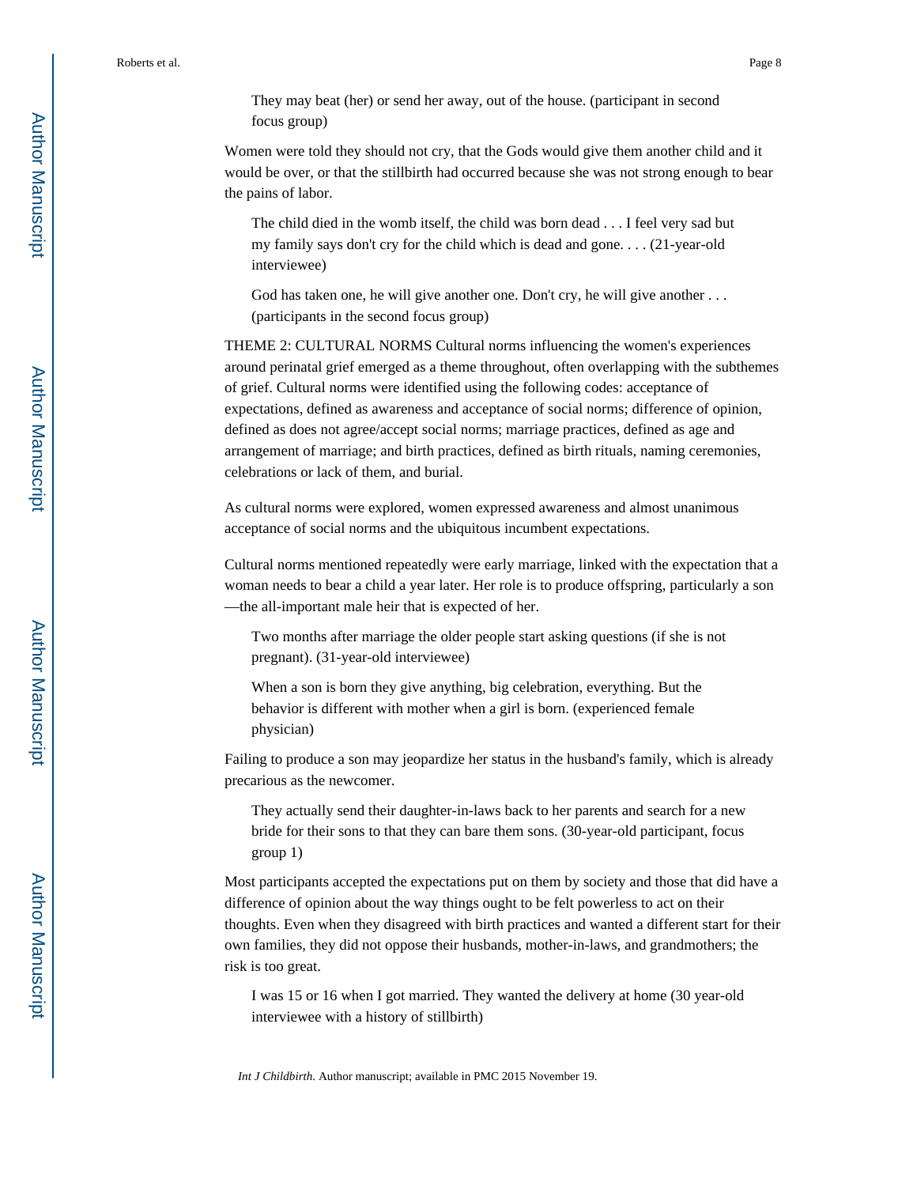> They may beat (her) or send her away, out of the house. (participant in second focus group)

Women were told they should not cry, that the Gods would give them another child and it would be over, or that the stillbirth had occurred because she was not strong enough to bear the pains of labor.

> The child died in the womb itself, the child was born dead . . . I feel very sad but my family says don't cry for the child which is dead and gone. . . . (21-year-old interviewee)

> God has taken one, he will give another one. Don't cry, he will give another . . . (participants in the second focus group)

THEME 2: CULTURAL NORMS Cultural norms influencing the women's experiences around perinatal grief emerged as a theme throughout, often overlapping with the subthemes of grief. Cultural norms were identified using the following codes: acceptance of expectations, defined as awareness and acceptance of social norms; difference of opinion, defined as does not agree/accept social norms; marriage practices, defined as age and arrangement of marriage; and birth practices, defined as birth rituals, naming ceremonies, celebrations or lack of them, and burial.

As cultural norms were explored, women expressed awareness and almost unanimous acceptance of social norms and the ubiquitous incumbent expectations.

Cultural norms mentioned repeatedly were early marriage, linked with the expectation that a woman needs to bear a child a year later. Her role is to produce offspring, particularly a son —the all-important male heir that is expected of her.

> Two months after marriage the older people start asking questions (if she is not pregnant). (31-year-old interviewee)

> When a son is born they give anything, big celebration, everything. But the behavior is different with mother when a girl is born. (experienced female physician)

Failing to produce a son may jeopardize her status in the husband's family, which is already precarious as the newcomer.

> They actually send their daughter-in-laws back to her parents and search for a new bride for their sons to that they can bare them sons. (30-year-old participant, focus group 1)

Most participants accepted the expectations put on them by society and those that did have a difference of opinion about the way things ought to be felt powerless to act on their thoughts. Even when they disagreed with birth practices and wanted a different start for their own families, they did not oppose their husbands, mother-in-laws, and grandmothers; the risk is too great.

> I was 15 or 16 when I got married. They wanted the delivery at home (30 year-old interviewee with a history of stillbirth)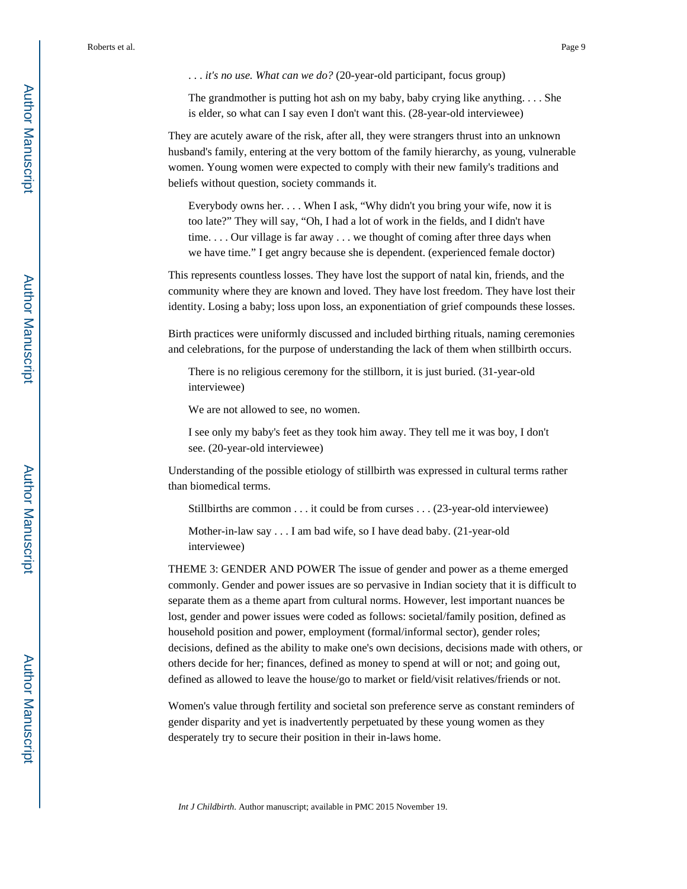> . . . *it's no use. What can we do?* (20-year-old participant, focus group)

> The grandmother is putting hot ash on my baby, baby crying like anything. . . . She is elder, so what can I say even I don't want this. (28-year-old interviewee)

They are acutely aware of the risk, after all, they were strangers thrust into an unknown husband's family, entering at the very bottom of the family hierarchy, as young, vulnerable women. Young women were expected to comply with their new family's traditions and beliefs without question, society commands it.

> Everybody owns her. . . . When I ask, "Why didn't you bring your wife, now it is too late?" They will say, "Oh, I had a lot of work in the fields, and I didn't have time. . . . Our village is far away . . . we thought of coming after three days when we have time." I get angry because she is dependent. (experienced female doctor)

This represents countless losses. They have lost the support of natal kin, friends, and the community where they are known and loved. They have lost freedom. They have lost their identity. Losing a baby; loss upon loss, an exponentiation of grief compounds these losses.

Birth practices were uniformly discussed and included birthing rituals, naming ceremonies and celebrations, for the purpose of understanding the lack of them when stillbirth occurs.

> There is no religious ceremony for the stillborn, it is just buried. (31-year-old interviewee)

> We are not allowed to see, no women.

> I see only my baby's feet as they took him away. They tell me it was boy, I don't see. (20-year-old interviewee)

Understanding of the possible etiology of stillbirth was expressed in cultural terms rather than biomedical terms.

> Stillbirths are common . . . it could be from curses . . . (23-year-old interviewee)

> Mother-in-law say . . . I am bad wife, so I have dead baby. (21-year-old interviewee)

THEME 3: GENDER AND POWER The issue of gender and power as a theme emerged commonly. Gender and power issues are so pervasive in Indian society that it is difficult to separate them as a theme apart from cultural norms. However, lest important nuances be lost, gender and power issues were coded as follows: societal/family position, defined as household position and power, employment (formal/informal sector), gender roles; decisions, defined as the ability to make one's own decisions, decisions made with others, or others decide for her; finances, defined as money to spend at will or not; and going out, defined as allowed to leave the house/go to market or field/visit relatives/friends or not.

Women's value through fertility and societal son preference serve as constant reminders of gender disparity and yet is inadvertently perpetuated by these young women as they desperately try to secure their position in their in-laws home.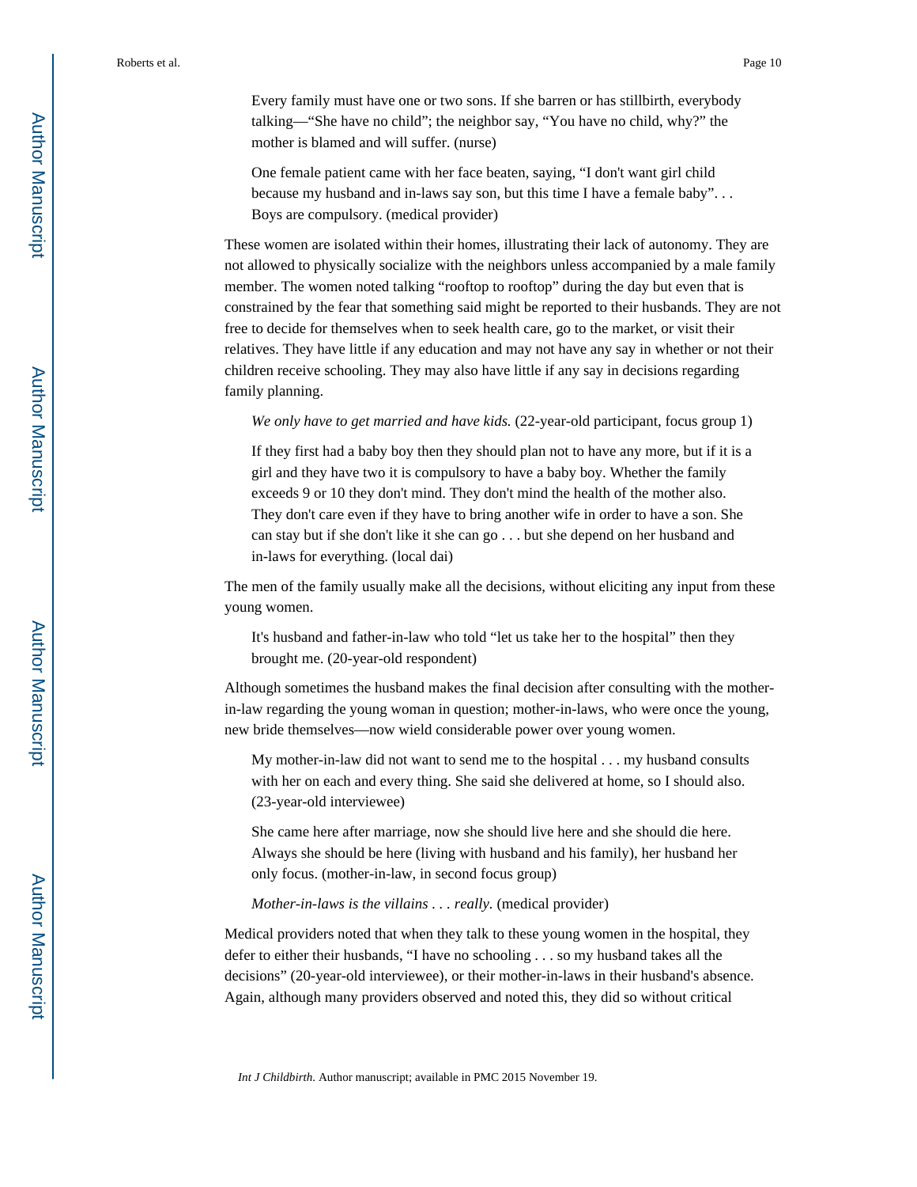> Every family must have one or two sons. If she barren or has stillbirth, everybody talking—“She have no child”; the neighbor say, “You have no child, why?” the mother is blamed and will suffer. (nurse)

> One female patient came with her face beaten, saying, “I don't want girl child because my husband and in-laws say son, but this time I have a female baby”. . . Boys are compulsory. (medical provider)

These women are isolated within their homes, illustrating their lack of autonomy. They are not allowed to physically socialize with the neighbors unless accompanied by a male family member. The women noted talking “rooftop to rooftop” during the day but even that is constrained by the fear that something said might be reported to their husbands. They are not free to decide for themselves when to seek health care, go to the market, or visit their relatives. They have little if any education and may not have any say in whether or not their children receive schooling. They may also have little if any say in decisions regarding family planning.

> *We only have to get married and have kids.* (22-year-old participant, focus group 1)

> If they first had a baby boy then they should plan not to have any more, but if it is a girl and they have two it is compulsory to have a baby boy. Whether the family exceeds 9 or 10 they don't mind. They don't mind the health of the mother also. They don't care even if they have to bring another wife in order to have a son. She can stay but if she don't like it she can go . . . but she depend on her husband and in-laws for everything. (local dai)

The men of the family usually make all the decisions, without eliciting any input from these young women.

> It's husband and father-in-law who told “let us take her to the hospital” then they brought me. (20-year-old respondent)

Although sometimes the husband makes the final decision after consulting with the mother-in-law regarding the young woman in question; mother-in-laws, who were once the young, new bride themselves—now wield considerable power over young women.

> My mother-in-law did not want to send me to the hospital . . . my husband consults with her on each and every thing. She said she delivered at home, so I should also. (23-year-old interviewee)

> She came here after marriage, now she should live here and she should die here. Always she should be here (living with husband and his family), her husband her only focus. (mother-in-law, in second focus group)

> *Mother-in-laws is the villains . . . really.* (medical provider)

Medical providers noted that when they talk to these young women in the hospital, they defer to either their husbands, “I have no schooling . . . so my husband takes all the decisions” (20-year-old interviewee), or their mother-in-laws in their husband's absence. Again, although many providers observed and noted this, they did so without critical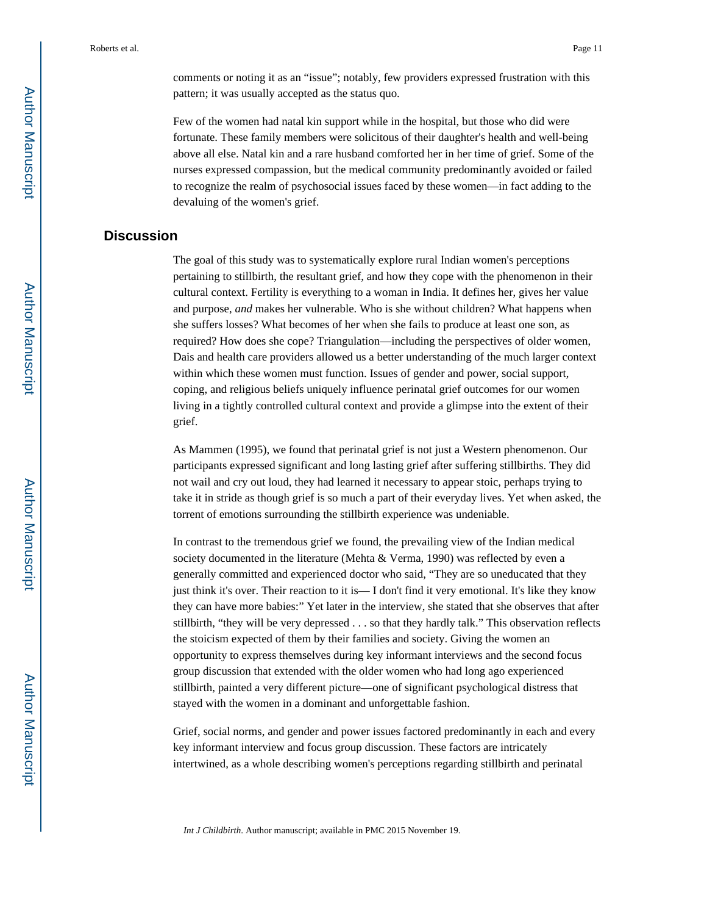comments or noting it as an “issue”; notably, few providers expressed frustration with this pattern; it was usually accepted as the status quo.

Few of the women had natal kin support while in the hospital, but those who did were fortunate. These family members were solicitous of their daughter's health and well-being above all else. Natal kin and a rare husband comforted her in her time of grief. Some of the nurses expressed compassion, but the medical community predominantly avoided or failed to recognize the realm of psychosocial issues faced by these women—in fact adding to the devaluing of the women's grief.

## Discussion

The goal of this study was to systematically explore rural Indian women's perceptions pertaining to stillbirth, the resultant grief, and how they cope with the phenomenon in their cultural context. Fertility is everything to a woman in India. It defines her, gives her value and purpose, *and* makes her vulnerable. Who is she without children? What happens when she suffers losses? What becomes of her when she fails to produce at least one son, as required? How does she cope? Triangulation—including the perspectives of older women, Dais and health care providers allowed us a better understanding of the much larger context within which these women must function. Issues of gender and power, social support, coping, and religious beliefs uniquely influence perinatal grief outcomes for our women living in a tightly controlled cultural context and provide a glimpse into the extent of their grief.

As Mammen (1995), we found that perinatal grief is not just a Western phenomenon. Our participants expressed significant and long lasting grief after suffering stillbirths. They did not wail and cry out loud, they had learned it necessary to appear stoic, perhaps trying to take it in stride as though grief is so much a part of their everyday lives. Yet when asked, the torrent of emotions surrounding the stillbirth experience was undeniable.

In contrast to the tremendous grief we found, the prevailing view of the Indian medical society documented in the literature (Mehta & Verma, 1990) was reflected by even a generally committed and experienced doctor who said, “They are so uneducated that they just think it's over. Their reaction to it is— I don't find it very emotional. It's like they know they can have more babies:” Yet later in the interview, she stated that she observes that after stillbirth, “they will be very depressed . . . so that they hardly talk.” This observation reflects the stoicism expected of them by their families and society. Giving the women an opportunity to express themselves during key informant interviews and the second focus group discussion that extended with the older women who had long ago experienced stillbirth, painted a very different picture—one of significant psychological distress that stayed with the women in a dominant and unforgettable fashion.

Grief, social norms, and gender and power issues factored predominantly in each and every key informant interview and focus group discussion. These factors are intricately intertwined, as a whole describing women's perceptions regarding stillbirth and perinatal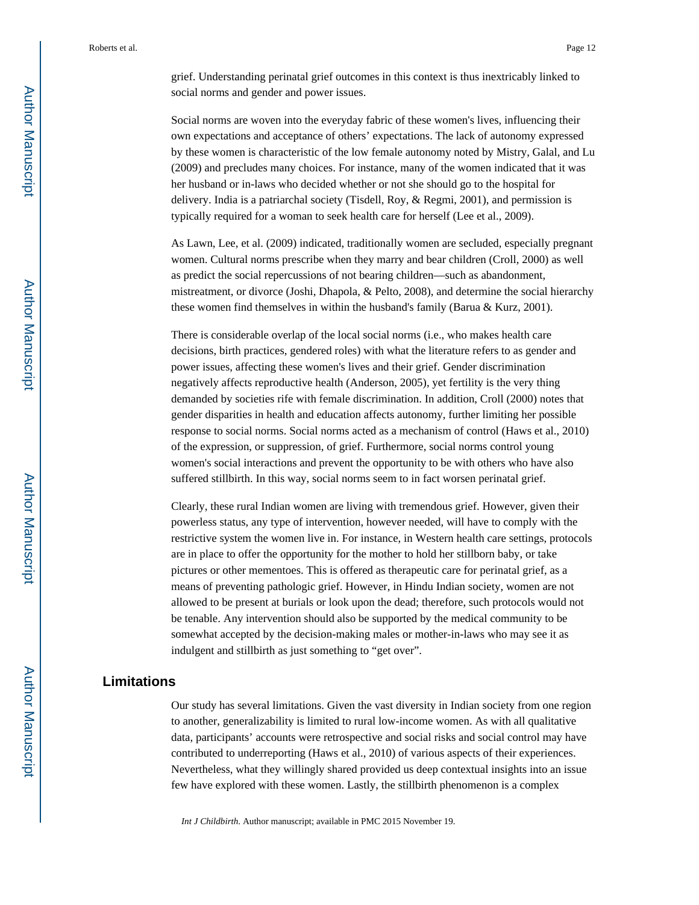grief. Understanding perinatal grief outcomes in this context is thus inextricably linked to social norms and gender and power issues.

Social norms are woven into the everyday fabric of these women's lives, influencing their own expectations and acceptance of others' expectations. The lack of autonomy expressed by these women is characteristic of the low female autonomy noted by Mistry, Galal, and Lu (2009) and precludes many choices. For instance, many of the women indicated that it was her husband or in-laws who decided whether or not she should go to the hospital for delivery. India is a patriarchal society (Tisdell, Roy, & Regmi, 2001), and permission is typically required for a woman to seek health care for herself (Lee et al., 2009).

As Lawn, Lee, et al. (2009) indicated, traditionally women are secluded, especially pregnant women. Cultural norms prescribe when they marry and bear children (Croll, 2000) as well as predict the social repercussions of not bearing children—such as abandonment, mistreatment, or divorce (Joshi, Dhapola, & Pelto, 2008), and determine the social hierarchy these women find themselves in within the husband's family (Barua & Kurz, 2001).

There is considerable overlap of the local social norms (i.e., who makes health care decisions, birth practices, gendered roles) with what the literature refers to as gender and power issues, affecting these women's lives and their grief. Gender discrimination negatively affects reproductive health (Anderson, 2005), yet fertility is the very thing demanded by societies rife with female discrimination. In addition, Croll (2000) notes that gender disparities in health and education affects autonomy, further limiting her possible response to social norms. Social norms acted as a mechanism of control (Haws et al., 2010) of the expression, or suppression, of grief. Furthermore, social norms control young women's social interactions and prevent the opportunity to be with others who have also suffered stillbirth. In this way, social norms seem to in fact worsen perinatal grief.

Clearly, these rural Indian women are living with tremendous grief. However, given their powerless status, any type of intervention, however needed, will have to comply with the restrictive system the women live in. For instance, in Western health care settings, protocols are in place to offer the opportunity for the mother to hold her stillborn baby, or take pictures or other mementoes. This is offered as therapeutic care for perinatal grief, as a means of preventing pathologic grief. However, in Hindu Indian society, women are not allowed to be present at burials or look upon the dead; therefore, such protocols would not be tenable. Any intervention should also be supported by the medical community to be somewhat accepted by the decision-making males or mother-in-laws who may see it as indulgent and stillbirth as just something to "get over".

## Limitations

Our study has several limitations. Given the vast diversity in Indian society from one region to another, generalizability is limited to rural low-income women. As with all qualitative data, participants' accounts were retrospective and social risks and social control may have contributed to underreporting (Haws et al., 2010) of various aspects of their experiences. Nevertheless, what they willingly shared provided us deep contextual insights into an issue few have explored with these women. Lastly, the stillbirth phenomenon is a complex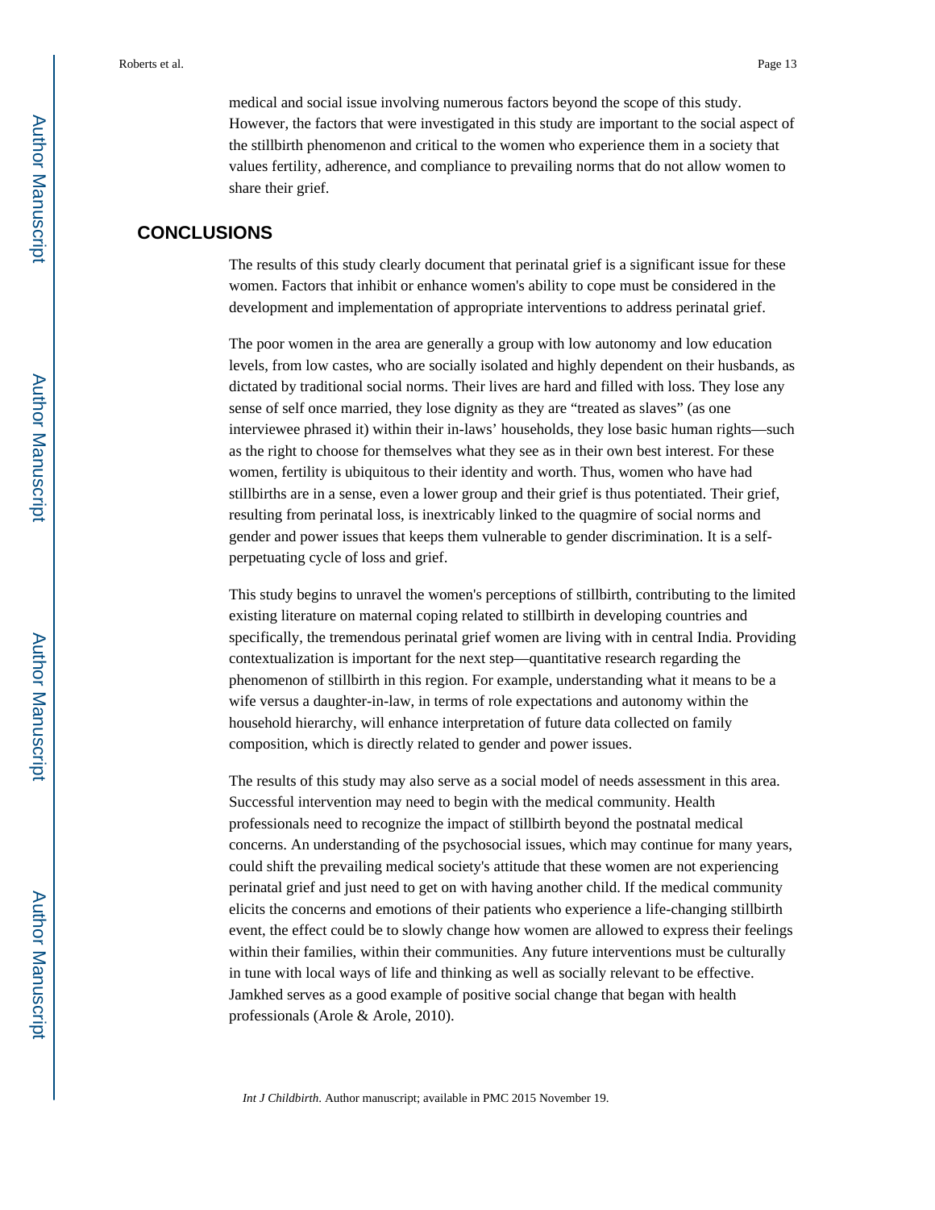medical and social issue involving numerous factors beyond the scope of this study. However, the factors that were investigated in this study are important to the social aspect of the stillbirth phenomenon and critical to the women who experience them in a society that values fertility, adherence, and compliance to prevailing norms that do not allow women to share their grief.

## CONCLUSIONS

The results of this study clearly document that perinatal grief is a significant issue for these women. Factors that inhibit or enhance women's ability to cope must be considered in the development and implementation of appropriate interventions to address perinatal grief.

The poor women in the area are generally a group with low autonomy and low education levels, from low castes, who are socially isolated and highly dependent on their husbands, as dictated by traditional social norms. Their lives are hard and filled with loss. They lose any sense of self once married, they lose dignity as they are "treated as slaves" (as one interviewee phrased it) within their in-laws' households, they lose basic human rights—such as the right to choose for themselves what they see as in their own best interest. For these women, fertility is ubiquitous to their identity and worth. Thus, women who have had stillbirths are in a sense, even a lower group and their grief is thus potentiated. Their grief, resulting from perinatal loss, is inextricably linked to the quagmire of social norms and gender and power issues that keeps them vulnerable to gender discrimination. It is a self-perpetuating cycle of loss and grief.

This study begins to unravel the women's perceptions of stillbirth, contributing to the limited existing literature on maternal coping related to stillbirth in developing countries and specifically, the tremendous perinatal grief women are living with in central India. Providing contextualization is important for the next step—quantitative research regarding the phenomenon of stillbirth in this region. For example, understanding what it means to be a wife versus a daughter-in-law, in terms of role expectations and autonomy within the household hierarchy, will enhance interpretation of future data collected on family composition, which is directly related to gender and power issues.

The results of this study may also serve as a social model of needs assessment in this area. Successful intervention may need to begin with the medical community. Health professionals need to recognize the impact of stillbirth beyond the postnatal medical concerns. An understanding of the psychosocial issues, which may continue for many years, could shift the prevailing medical society's attitude that these women are not experiencing perinatal grief and just need to get on with having another child. If the medical community elicits the concerns and emotions of their patients who experience a life-changing stillbirth event, the effect could be to slowly change how women are allowed to express their feelings within their families, within their communities. Any future interventions must be culturally in tune with local ways of life and thinking as well as socially relevant to be effective. Jamkhed serves as a good example of positive social change that began with health professionals (Arole & Arole, 2010).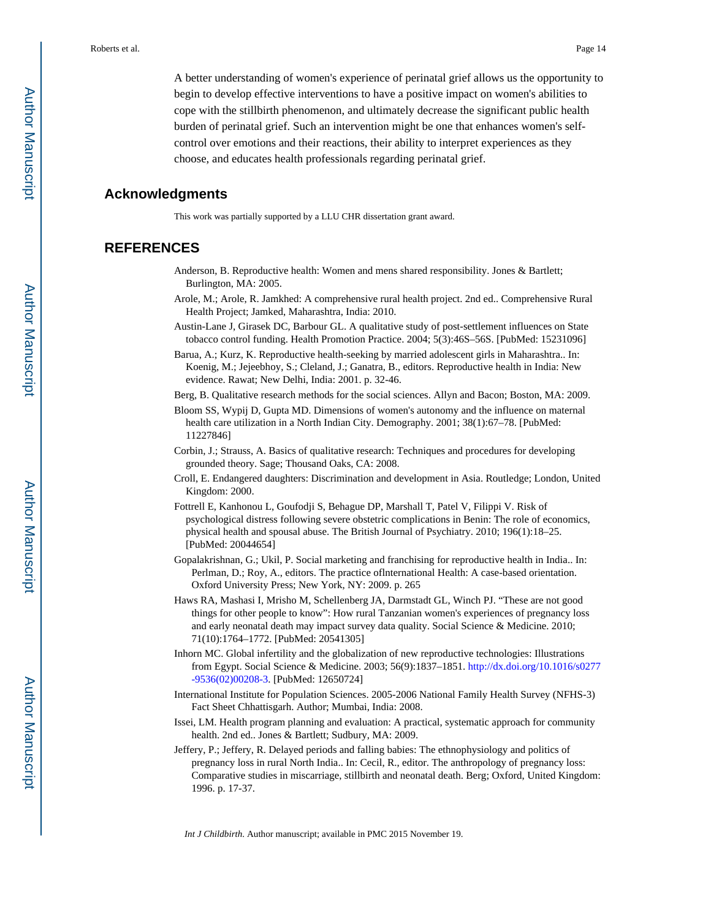A better understanding of women's experience of perinatal grief allows us the opportunity to begin to develop effective interventions to have a positive impact on women's abilities to cope with the stillbirth phenomenon, and ultimately decrease the significant public health burden of perinatal grief. Such an intervention might be one that enhances women's self-control over emotions and their reactions, their ability to interpret experiences as they choose, and educates health professionals regarding perinatal grief.

## Acknowledgments

This work was partially supported by a LLU CHR dissertation grant award.

## REFERENCES

Anderson, B. Reproductive health: Women and mens shared responsibility. Jones & Bartlett; Burlington, MA: 2005.

Arole, M.; Arole, R. Jamkhed: A comprehensive rural health project. 2nd ed.. Comprehensive Rural Health Project; Jamked, Maharashtra, India: 2010.

Austin-Lane J, Girasek DC, Barbour GL. A qualitative study of post-settlement influences on State tobacco control funding. Health Promotion Practice. 2004; 5(3):46S–56S. [PubMed: 15231096]

Barua, A.; Kurz, K. Reproductive health-seeking by married adolescent girls in Maharashtra.. In: Koenig, M.; Jejeebhoy, S.; Cleland, J.; Ganatra, B., editors. Reproductive health in India: New evidence. Rawat; New Delhi, India: 2001. p. 32-46.

Berg, B. Qualitative research methods for the social sciences. Allyn and Bacon; Boston, MA: 2009.

Bloom SS, Wypij D, Gupta MD. Dimensions of women's autonomy and the influence on maternal health care utilization in a North Indian City. Demography. 2001; 38(1):67–78. [PubMed: 11227846]

Corbin, J.; Strauss, A. Basics of qualitative research: Techniques and procedures for developing grounded theory. Sage; Thousand Oaks, CA: 2008.

Croll, E. Endangered daughters: Discrimination and development in Asia. Routledge; London, United Kingdom: 2000.

Fottrell E, Kanhonou L, Goufodji S, Behague DP, Marshall T, Patel V, Filippi V. Risk of psychological distress following severe obstetric complications in Benin: The role of economics, physical health and spousal abuse. The British Journal of Psychiatry. 2010; 196(1):18–25. [PubMed: 20044654]

Gopalakrishnan, G.; Ukil, P. Social marketing and franchising for reproductive health in India.. In: Perlman, D.; Roy, A., editors. The practice ofInternational Health: A case-based orientation. Oxford University Press; New York, NY: 2009. p. 265

Haws RA, Mashasi I, Mrisho M, Schellenberg JA, Darmstadt GL, Winch PJ. "These are not good things for other people to know": How rural Tanzanian women's experiences of pregnancy loss and early neonatal death may impact survey data quality. Social Science & Medicine. 2010; 71(10):1764–1772. [PubMed: 20541305]

Inhorn MC. Global infertility and the globalization of new reproductive technologies: Illustrations from Egypt. Social Science & Medicine. 2003; 56(9):1837–1851. http://dx.doi.org/10.1016/s0277-9536(02)00208-3. [PubMed: 12650724]

International Institute for Population Sciences. 2005-2006 National Family Health Survey (NFHS-3) Fact Sheet Chhattisgarh. Author; Mumbai, India: 2008.

Issei, LM. Health program planning and evaluation: A practical, systematic approach for community health. 2nd ed.. Jones & Bartlett; Sudbury, MA: 2009.

Jeffery, P.; Jeffery, R. Delayed periods and falling babies: The ethnophysiology and politics of pregnancy loss in rural North India.. In: Cecil, R., editor. The anthropology of pregnancy loss: Comparative studies in miscarriage, stillbirth and neonatal death. Berg; Oxford, United Kingdom: 1996. p. 17-37.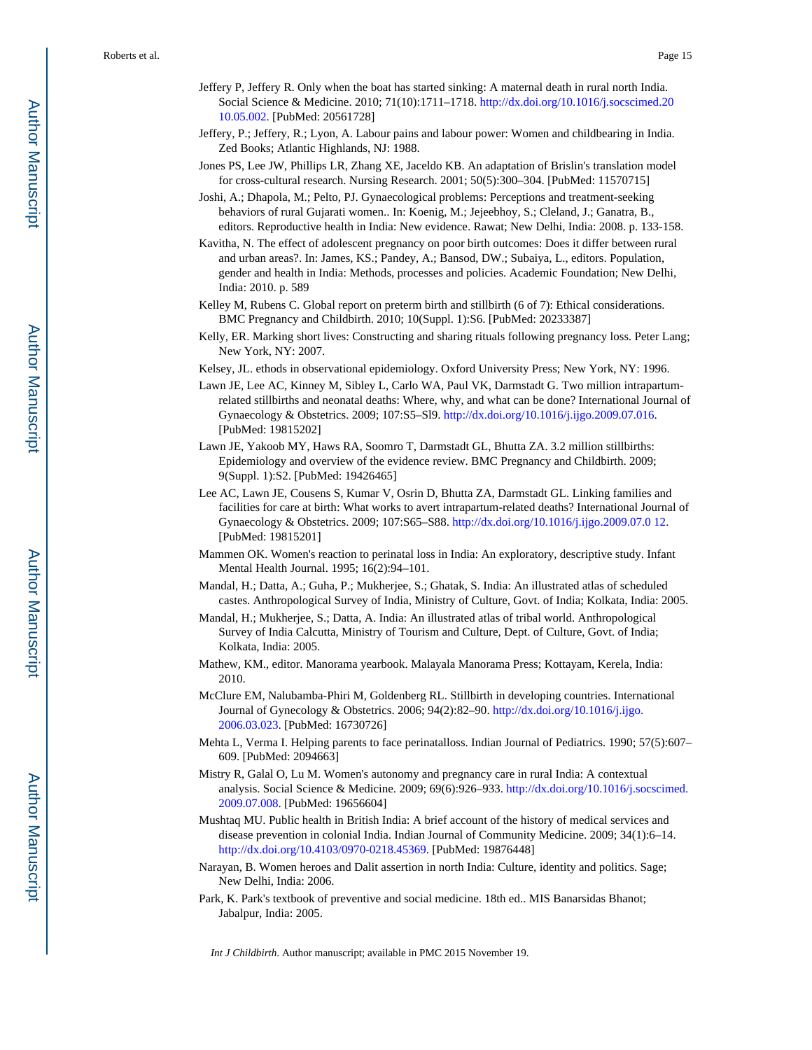Jeffery P, Jeffery R. Only when the boat has started sinking: A maternal death in rural north India. Social Science & Medicine. 2010; 71(10):1711–1718. http://dx.doi.org/10.1016/j.socscimed.2010.05.002. [PubMed: 20561728]

Jeffery, P.; Jeffery, R.; Lyon, A. Labour pains and labour power: Women and childbearing in India. Zed Books; Atlantic Highlands, NJ: 1988.

Jones PS, Lee JW, Phillips LR, Zhang XE, Jaceldo KB. An adaptation of Brislin's translation model for cross-cultural research. Nursing Research. 2001; 50(5):300–304. [PubMed: 11570715]

Joshi, A.; Dhapola, M.; Pelto, PJ. Gynaecological problems: Perceptions and treatment-seeking behaviors of rural Gujarati women.. In: Koenig, M.; Jejeebhoy, S.; Cleland, J.; Ganatra, B., editors. Reproductive health in India: New evidence. Rawat; New Delhi, India: 2008. p. 133-158.

Kavitha, N. The effect of adolescent pregnancy on poor birth outcomes: Does it differ between rural and urban areas?. In: James, KS.; Pandey, A.; Bansod, DW.; Subaiya, L., editors. Population, gender and health in India: Methods, processes and policies. Academic Foundation; New Delhi, India: 2010. p. 589

Kelley M, Rubens C. Global report on preterm birth and stillbirth (6 of 7): Ethical considerations. BMC Pregnancy and Childbirth. 2010; 10(Suppl. 1):S6. [PubMed: 20233387]

Kelly, ER. Marking short lives: Constructing and sharing rituals following pregnancy loss. Peter Lang; New York, NY: 2007.

Kelsey, JL. ethods in observational epidemiology. Oxford University Press; New York, NY: 1996.

Lawn JE, Lee AC, Kinney M, Sibley L, Carlo WA, Paul VK, Darmstadt G. Two million intrapartum-related stillbirths and neonatal deaths: Where, why, and what can be done? International Journal of Gynaecology & Obstetrics. 2009; 107:S5–Sl9. http://dx.doi.org/10.1016/j.ijgo.2009.07.016. [PubMed: 19815202]

Lawn JE, Yakoob MY, Haws RA, Soomro T, Darmstadt GL, Bhutta ZA. 3.2 million stillbirths: Epidemiology and overview of the evidence review. BMC Pregnancy and Childbirth. 2009; 9(Suppl. 1):S2. [PubMed: 19426465]

Lee AC, Lawn JE, Cousens S, Kumar V, Osrin D, Bhutta ZA, Darmstadt GL. Linking families and facilities for care at birth: What works to avert intrapartum-related deaths? International Journal of Gynaecology & Obstetrics. 2009; 107:S65–S88. http://dx.doi.org/10.1016/j.ijgo.2009.07.0 12. [PubMed: 19815201]

Mammen OK. Women's reaction to perinatal loss in India: An exploratory, descriptive study. Infant Mental Health Journal. 1995; 16(2):94–101.

Mandal, H.; Datta, A.; Guha, P.; Mukherjee, S.; Ghatak, S. India: An illustrated atlas of scheduled castes. Anthropological Survey of India, Ministry of Culture, Govt. of India; Kolkata, India: 2005.

Mandal, H.; Mukherjee, S.; Datta, A. India: An illustrated atlas of tribal world. Anthropological Survey of India Calcutta, Ministry of Tourism and Culture, Dept. of Culture, Govt. of India; Kolkata, India: 2005.

Mathew, KM., editor. Manorama yearbook. Malayala Manorama Press; Kottayam, Kerela, India: 2010.

McClure EM, Nalubamba-Phiri M, Goldenberg RL. Stillbirth in developing countries. International Journal of Gynecology & Obstetrics. 2006; 94(2):82–90. http://dx.doi.org/10.1016/j.ijgo.2006.03.023. [PubMed: 16730726]

Mehta L, Verma I. Helping parents to face perinatalloss. Indian Journal of Pediatrics. 1990; 57(5):607–609. [PubMed: 2094663]

Mistry R, Galal O, Lu M. Women's autonomy and pregnancy care in rural India: A contextual analysis. Social Science & Medicine. 2009; 69(6):926–933. http://dx.doi.org/10.1016/j.socscimed.2009.07.008. [PubMed: 19656604]

Mushtaq MU. Public health in British India: A brief account of the history of medical services and disease prevention in colonial India. Indian Journal of Community Medicine. 2009; 34(1):6–14. http://dx.doi.org/10.4103/0970-0218.45369. [PubMed: 19876448]

Narayan, B. Women heroes and Dalit assertion in north India: Culture, identity and politics. Sage; New Delhi, India: 2006.

Park, K. Park's textbook of preventive and social medicine. 18th ed.. MIS Banarsidas Bhanot; Jabalpur, India: 2005.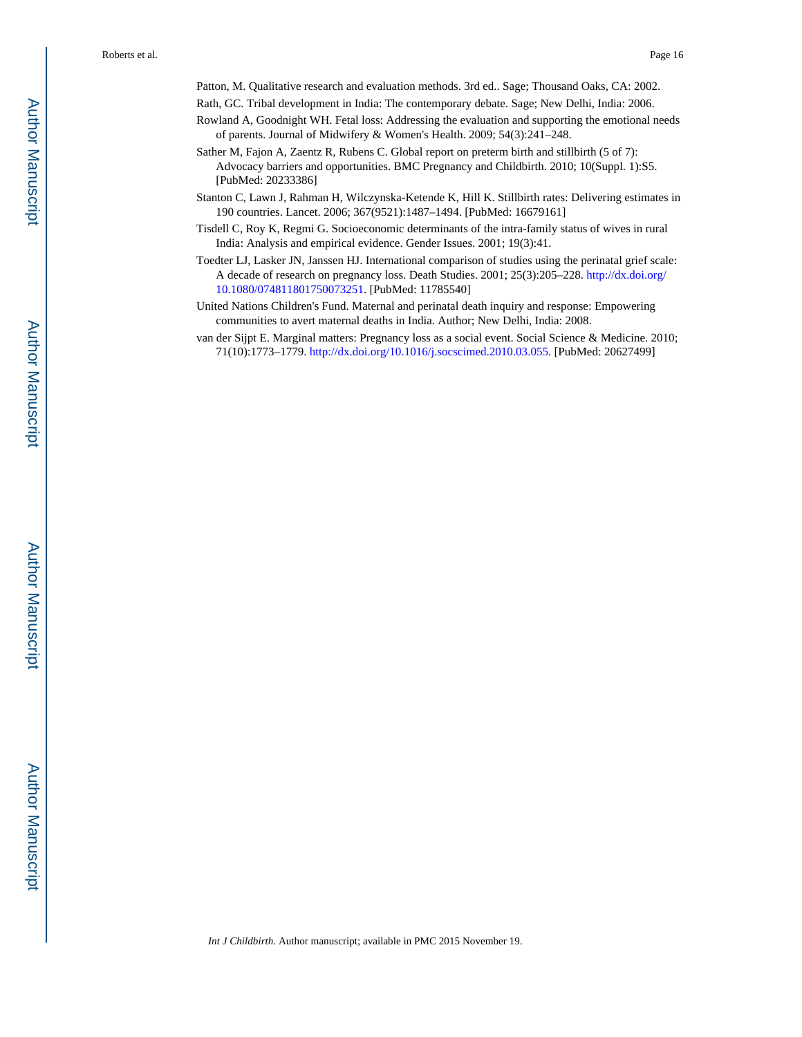Patton, M. Qualitative research and evaluation methods. 3rd ed.. Sage; Thousand Oaks, CA: 2002.

Rath, GC. Tribal development in India: The contemporary debate. Sage; New Delhi, India: 2006.

Rowland A, Goodnight WH. Fetal loss: Addressing the evaluation and supporting the emotional needs of parents. Journal of Midwifery & Women's Health. 2009; 54(3):241–248.

Sather M, Fajon A, Zaentz R, Rubens C. Global report on preterm birth and stillbirth (5 of 7): Advocacy barriers and opportunities. BMC Pregnancy and Childbirth. 2010; 10(Suppl. 1):S5. [PubMed: 20233386]

Stanton C, Lawn J, Rahman H, Wilczynska-Ketende K, Hill K. Stillbirth rates: Delivering estimates in 190 countries. Lancet. 2006; 367(9521):1487–1494. [PubMed: 16679161]

Tisdell C, Roy K, Regmi G. Socioeconomic determinants of the intra-family status of wives in rural India: Analysis and empirical evidence. Gender Issues. 2001; 19(3):41.

Toedter LJ, Lasker JN, Janssen HJ. International comparison of studies using the perinatal grief scale: A decade of research on pregnancy loss. Death Studies. 2001; 25(3):205–228. http://dx.doi.org/10.1080/074811801750073251. [PubMed: 11785540]

United Nations Children's Fund. Maternal and perinatal death inquiry and response: Empowering communities to avert maternal deaths in India. Author; New Delhi, India: 2008.

van der Sijpt E. Marginal matters: Pregnancy loss as a social event. Social Science & Medicine. 2010; 71(10):1773–1779. http://dx.doi.org/10.1016/j.socscimed.2010.03.055. [PubMed: 20627499]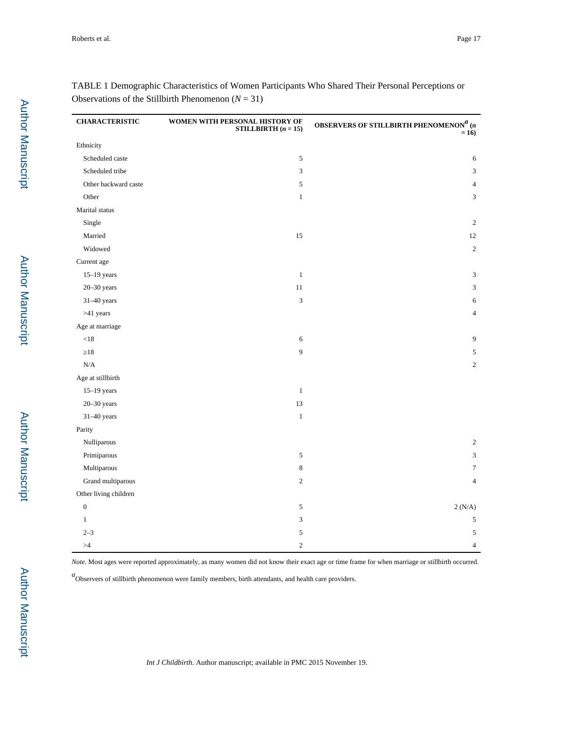TABLE 1 Demographic Characteristics of Women Participants Who Shared Their Personal Perceptions or Observations of the Stillbirth Phenomenon ($N$ = 31)

| CHARACTERISTIC | WOMEN WITH PERSONAL HISTORY OF STILLBIRTH ($n$ = 15) | OBSERVERS OF STILLBIRTH PHENOMENON[a] ($n$ = 16) |
|---|---|---|
| Ethnicity | | |
| Scheduled caste | 5 | 6 |
| Scheduled tribe | 3 | 3 |
| Other backward caste | 5 | 4 |
| Other | 1 | 3 |
| Marital status | | |
| Single | | 2 |
| Married | 15 | 12 |
| Widowed | | 2 |
| Current age | | |
| 15–19 years | 1 | 3 |
| 20–30 years | 11 | 3 |
| 31–40 years | 3 | 6 |
| >41 years | | 4 |
| Age at marriage | | |
| <18 | 6 | 9 |
| ≥18 | 9 | 5 |
| N/A | | 2 |
| Age at stillbirth | | |
| 15–19 years | 1 | |
| 20–30 years | 13 | |
| 31–40 years | 1 | |
| Parity | | |
| Nulliparous | | 2 |
| Primiparous | 5 | 3 |
| Multiparous | 8 | 7 |
| Grand multiparous | 2 | 4 |
| Other living children | | |
| 0 | 5 | 2 (N/A) |
| 1 | 3 | 5 |
| 2–3 | 5 | 5 |
| >4 | 2 | 4 |

*Note.* Most ages were reported approximately, as many women did not know their exact age or time frame for when marriage or stillbirth occurred.

[a]Observers of stillbirth phenomenon were family members, birth attendants, and health care providers.